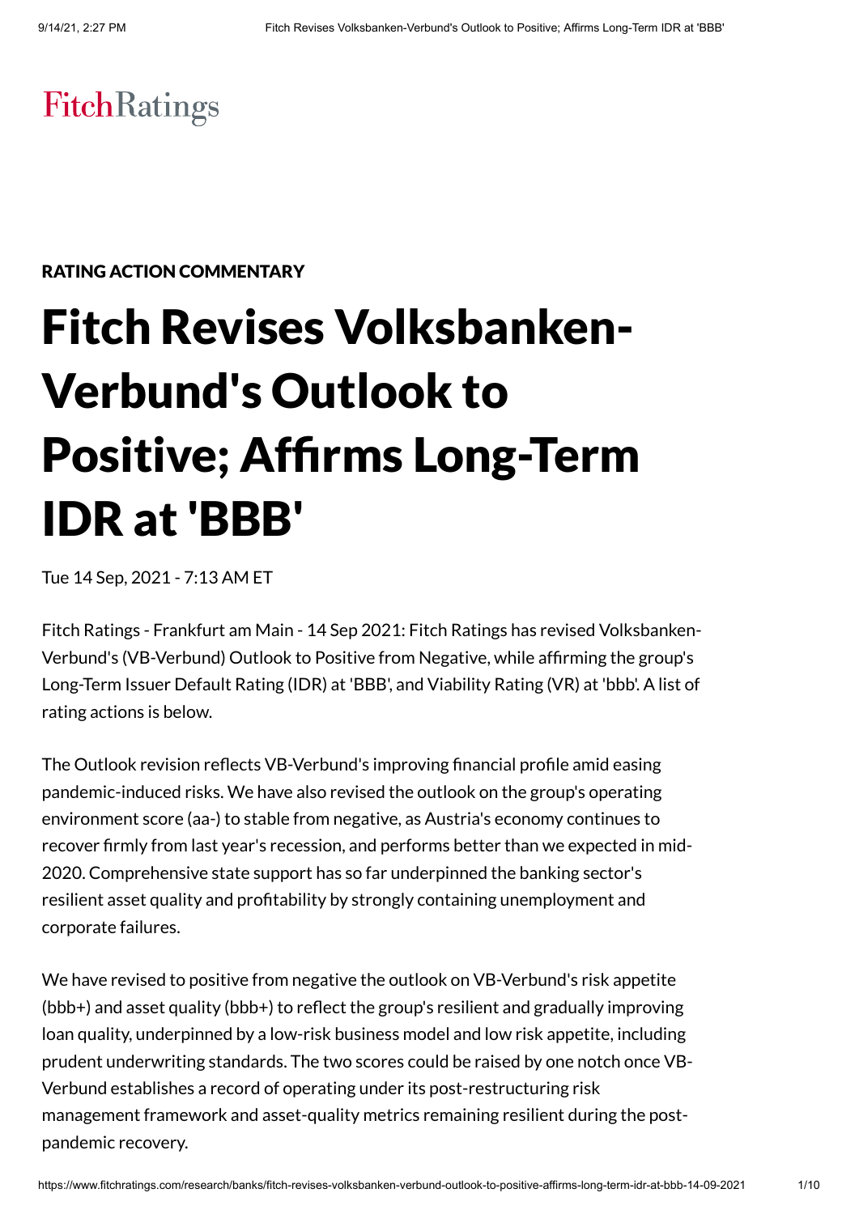FitchRatings

RATING ACTION COMMENTARY

# Fitch Revises Volksbanken-Verbund's Outlook to Positive; Affirms Long-Term IDR at 'BBB'

Tue 14 Sep, 2021 - 7:13 AM ET

Fitch Ratings - Frankfurt am Main - 14 Sep 2021: Fitch Ratings has revised Volksbanken-Verbund's (VB-Verbund) Outlook to Positive from Negative, while affirming the group's Long-Term Issuer Default Rating (IDR) at 'BBB', and Viability Rating (VR) at 'bbb'. A list of rating actions is below.

The Outlook revision reflects VB-Verbund's improving financial profile amid easing pandemic-induced risks. We have also revised the outlook on the group's operating environment score (aa-) to stable from negative, as Austria's economy continues to recover firmly from last year's recession, and performs better than we expected in mid-2020. Comprehensive state support has so far underpinned the banking sector's resilient asset quality and profitability by strongly containing unemployment and corporate failures.

We have revised to positive from negative the outlook on VB-Verbund's risk appetite (bbb+) and asset quality (bbb+) to reflect the group's resilient and gradually improving loan quality, underpinned by a low-risk business model and low risk appetite, including prudent underwriting standards. The two scores could be raised by one notch once VB-Verbund establishes a record of operating under its post-restructuring risk management framework and asset-quality metrics remaining resilient during the post-pandemic recovery.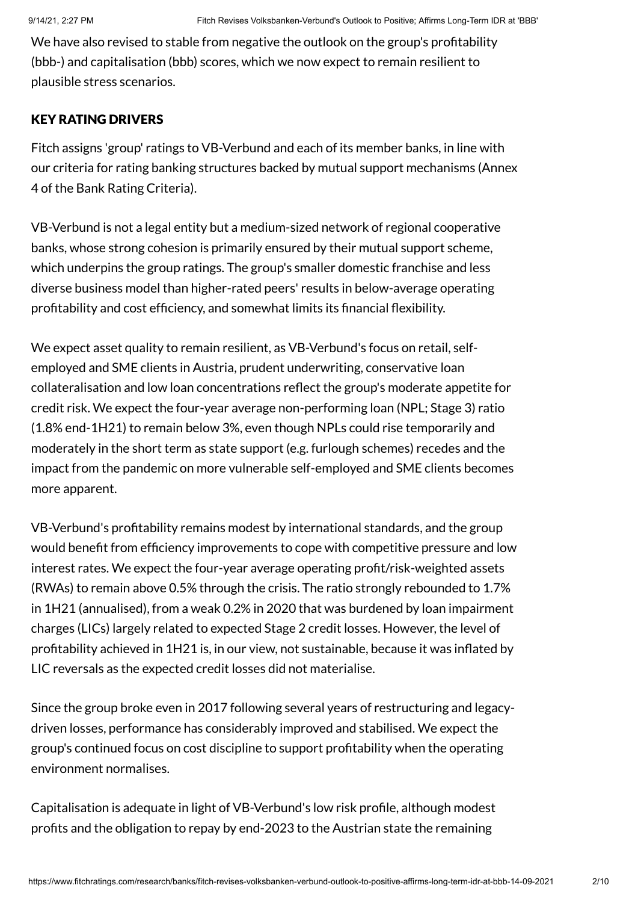We have also revised to stable from negative the outlook on the group's profitability (bbb-) and capitalisation (bbb) scores, which we now expect to remain resilient to plausible stress scenarios.

## KEY RATING DRIVERS

Fitch assigns 'group' ratings to VB-Verbund and each of its member banks, in line with our criteria for rating banking structures backed by mutual support mechanisms (Annex 4 of the Bank Rating Criteria).

VB-Verbund is not a legal entity but a medium-sized network of regional cooperative banks, whose strong cohesion is primarily ensured by their mutual support scheme, which underpins the group ratings. The group's smaller domestic franchise and less diverse business model than higher-rated peers' results in below-average operating profitability and cost efficiency, and somewhat limits its financial flexibility.

We expect asset quality to remain resilient, as VB-Verbund's focus on retail, self-employed and SME clients in Austria, prudent underwriting, conservative loan collateralisation and low loan concentrations reflect the group's moderate appetite for credit risk. We expect the four-year average non-performing loan (NPL; Stage 3) ratio (1.8% end-1H21) to remain below 3%, even though NPLs could rise temporarily and moderately in the short term as state support (e.g. furlough schemes) recedes and the impact from the pandemic on more vulnerable self-employed and SME clients becomes more apparent.

VB-Verbund's profitability remains modest by international standards, and the group would benefit from efficiency improvements to cope with competitive pressure and low interest rates. We expect the four-year average operating profit/risk-weighted assets (RWAs) to remain above 0.5% through the crisis. The ratio strongly rebounded to 1.7% in 1H21 (annualised), from a weak 0.2% in 2020 that was burdened by loan impairment charges (LICs) largely related to expected Stage 2 credit losses. However, the level of profitability achieved in 1H21 is, in our view, not sustainable, because it was inflated by LIC reversals as the expected credit losses did not materialise.

Since the group broke even in 2017 following several years of restructuring and legacy-driven losses, performance has considerably improved and stabilised. We expect the group's continued focus on cost discipline to support profitability when the operating environment normalises.

Capitalisation is adequate in light of VB-Verbund's low risk profile, although modest profits and the obligation to repay by end-2023 to the Austrian state the remaining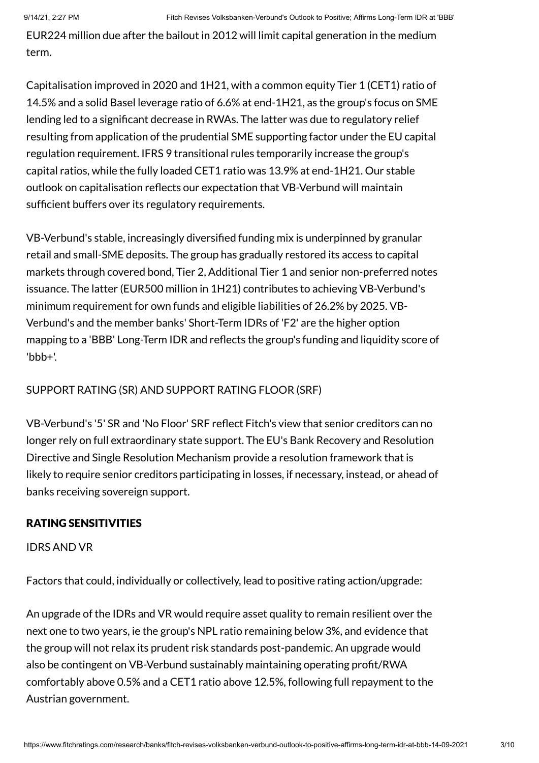EUR224 million due after the bailout in 2012 will limit capital generation in the medium term.

Capitalisation improved in 2020 and 1H21, with a common equity Tier 1 (CET1) ratio of 14.5% and a solid Basel leverage ratio of 6.6% at end-1H21, as the group's focus on SME lending led to a significant decrease in RWAs. The latter was due to regulatory relief resulting from application of the prudential SME supporting factor under the EU capital regulation requirement. IFRS 9 transitional rules temporarily increase the group's capital ratios, while the fully loaded CET1 ratio was 13.9% at end-1H21. Our stable outlook on capitalisation reflects our expectation that VB-Verbund will maintain sufficient buffers over its regulatory requirements.

VB-Verbund's stable, increasingly diversified funding mix is underpinned by granular retail and small-SME deposits. The group has gradually restored its access to capital markets through covered bond, Tier 2, Additional Tier 1 and senior non-preferred notes issuance. The latter (EUR500 million in 1H21) contributes to achieving VB-Verbund's minimum requirement for own funds and eligible liabilities of 26.2% by 2025. VB-Verbund's and the member banks' Short-Term IDRs of 'F2' are the higher option mapping to a 'BBB' Long-Term IDR and reflects the group's funding and liquidity score of 'bbb+'.

SUPPORT RATING (SR) AND SUPPORT RATING FLOOR (SRF)

VB-Verbund's '5' SR and 'No Floor' SRF reflect Fitch's view that senior creditors can no longer rely on full extraordinary state support. The EU's Bank Recovery and Resolution Directive and Single Resolution Mechanism provide a resolution framework that is likely to require senior creditors participating in losses, if necessary, instead, or ahead of banks receiving sovereign support.

## RATING SENSITIVITIES

IDRS AND VR

Factors that could, individually or collectively, lead to positive rating action/upgrade:

An upgrade of the IDRs and VR would require asset quality to remain resilient over the next one to two years, ie the group's NPL ratio remaining below 3%, and evidence that the group will not relax its prudent risk standards post-pandemic. An upgrade would also be contingent on VB-Verbund sustainably maintaining operating profit/RWA comfortably above 0.5% and a CET1 ratio above 12.5%, following full repayment to the Austrian government.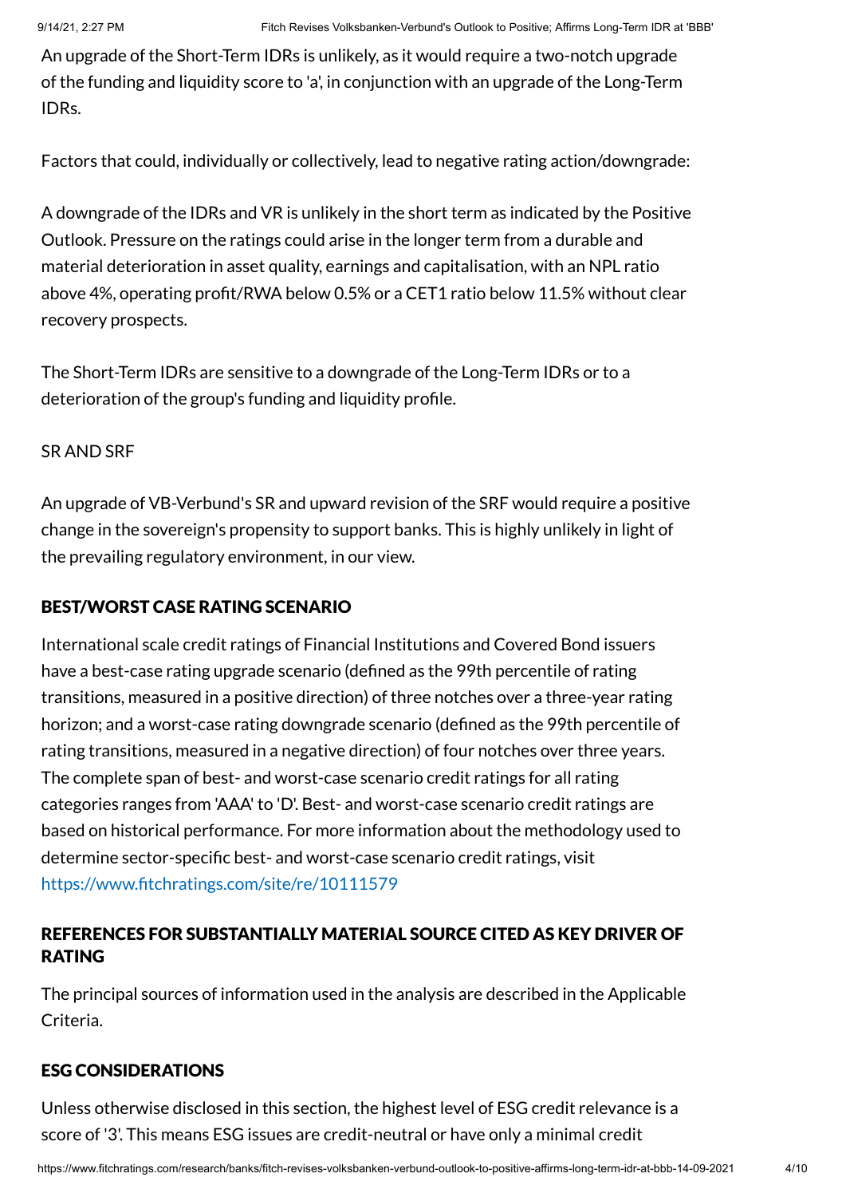An upgrade of the Short-Term IDRs is unlikely, as it would require a two-notch upgrade of the funding and liquidity score to 'a', in conjunction with an upgrade of the Long-Term IDRs.

Factors that could, individually or collectively, lead to negative rating action/downgrade:

A downgrade of the IDRs and VR is unlikely in the short term as indicated by the Positive Outlook. Pressure on the ratings could arise in the longer term from a durable and material deterioration in asset quality, earnings and capitalisation, with an NPL ratio above 4%, operating profit/RWA below 0.5% or a CET1 ratio below 11.5% without clear recovery prospects.

The Short-Term IDRs are sensitive to a downgrade of the Long-Term IDRs or to a deterioration of the group's funding and liquidity profile.

SR AND SRF

An upgrade of VB-Verbund's SR and upward revision of the SRF would require a positive change in the sovereign's propensity to support banks. This is highly unlikely in light of the prevailing regulatory environment, in our view.

## BEST/WORST CASE RATING SCENARIO

International scale credit ratings of Financial Institutions and Covered Bond issuers have a best-case rating upgrade scenario (defined as the 99th percentile of rating transitions, measured in a positive direction) of three notches over a three-year rating horizon; and a worst-case rating downgrade scenario (defined as the 99th percentile of rating transitions, measured in a negative direction) of four notches over three years. The complete span of best- and worst-case scenario credit ratings for all rating categories ranges from 'AAA' to 'D'. Best- and worst-case scenario credit ratings are based on historical performance. For more information about the methodology used to determine sector-specific best- and worst-case scenario credit ratings, visit https://www.fitchratings.com/site/re/10111579

## REFERENCES FOR SUBSTANTIALLY MATERIAL SOURCE CITED AS KEY DRIVER OF RATING

The principal sources of information used in the analysis are described in the Applicable Criteria.

## ESG CONSIDERATIONS

Unless otherwise disclosed in this section, the highest level of ESG credit relevance is a score of '3'. This means ESG issues are credit-neutral or have only a minimal credit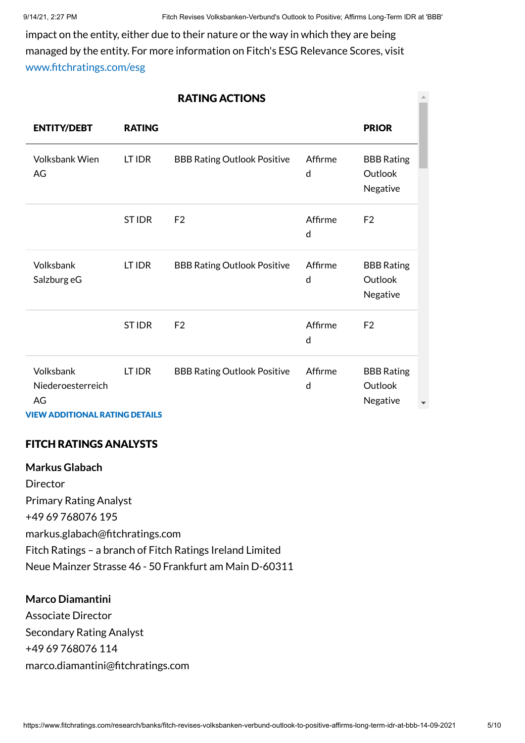impact on the entity, either due to their nature or the way in which they are being managed by the entity. For more information on Fitch's ESG Relevance Scores, visit www.fitchratings.com/esg

## RATING ACTIONS

| ENTITY/DEBT | RATING | | | PRIOR |
|---|---|---|---|---|
| Volksbank Wien AG | LT IDR | BBB Rating Outlook Positive | Affirmed | BBB Rating Outlook Negative |
| | ST IDR | F2 | Affirmed | F2 |
| Volksbank Salzburg eG | LT IDR | BBB Rating Outlook Positive | Affirmed | BBB Rating Outlook Negative |
| | ST IDR | F2 | Affirmed | F2 |
| Volksbank Niederoesterreich AG | LT IDR | BBB Rating Outlook Positive | Affirmed | BBB Rating Outlook Negative |

**VIEW ADDITIONAL RATING DETAILS**

## FITCH RATINGS ANALYSTS

**Markus Glabach**
Director
Primary Rating Analyst
+49 69 768076 195
markus.glabach@fitchratings.com
Fitch Ratings – a branch of Fitch Ratings Ireland Limited
Neue Mainzer Strasse 46 - 50 Frankfurt am Main D-60311

**Marco Diamantini**
Associate Director
Secondary Rating Analyst
+49 69 768076 114
marco.diamantini@fitchratings.com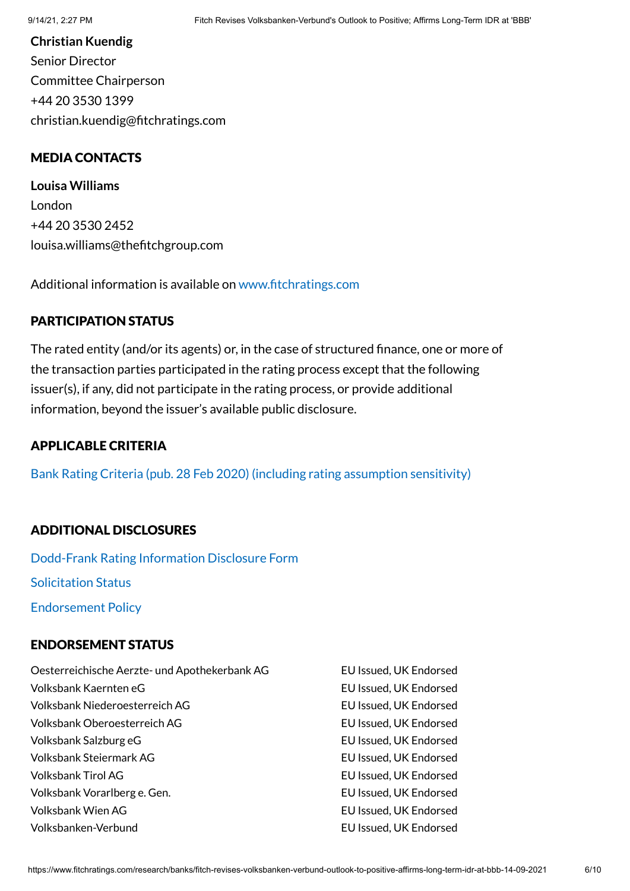**Christian Kuendig**
Senior Director
Committee Chairperson
+44 20 3530 1399
christian.kuendig@fitchratings.com

## MEDIA CONTACTS

**Louisa Williams**
London
+44 20 3530 2452
louisa.williams@thefitchgroup.com

Additional information is available on www.fitchratings.com

## PARTICIPATION STATUS

The rated entity (and/or its agents) or, in the case of structured finance, one or more of the transaction parties participated in the rating process except that the following issuer(s), if any, did not participate in the rating process, or provide additional information, beyond the issuer's available public disclosure.

## APPLICABLE CRITERIA

Bank Rating Criteria (pub. 28 Feb 2020) (including rating assumption sensitivity)

## ADDITIONAL DISCLOSURES

Dodd-Frank Rating Information Disclosure Form

Solicitation Status

Endorsement Policy

## ENDORSEMENT STATUS

| | |
|---|---|
| Oesterreichische Aerzte- und Apothekerbank AG | EU Issued, UK Endorsed |
| Volksbank Kaernten eG | EU Issued, UK Endorsed |
| Volksbank Niederoesterreich AG | EU Issued, UK Endorsed |
| Volksbank Oberoesterreich AG | EU Issued, UK Endorsed |
| Volksbank Salzburg eG | EU Issued, UK Endorsed |
| Volksbank Steiermark AG | EU Issued, UK Endorsed |
| Volksbank Tirol AG | EU Issued, UK Endorsed |
| Volksbank Vorarlberg e. Gen. | EU Issued, UK Endorsed |
| Volksbank Wien AG | EU Issued, UK Endorsed |
| Volksbanken-Verbund | EU Issued, UK Endorsed |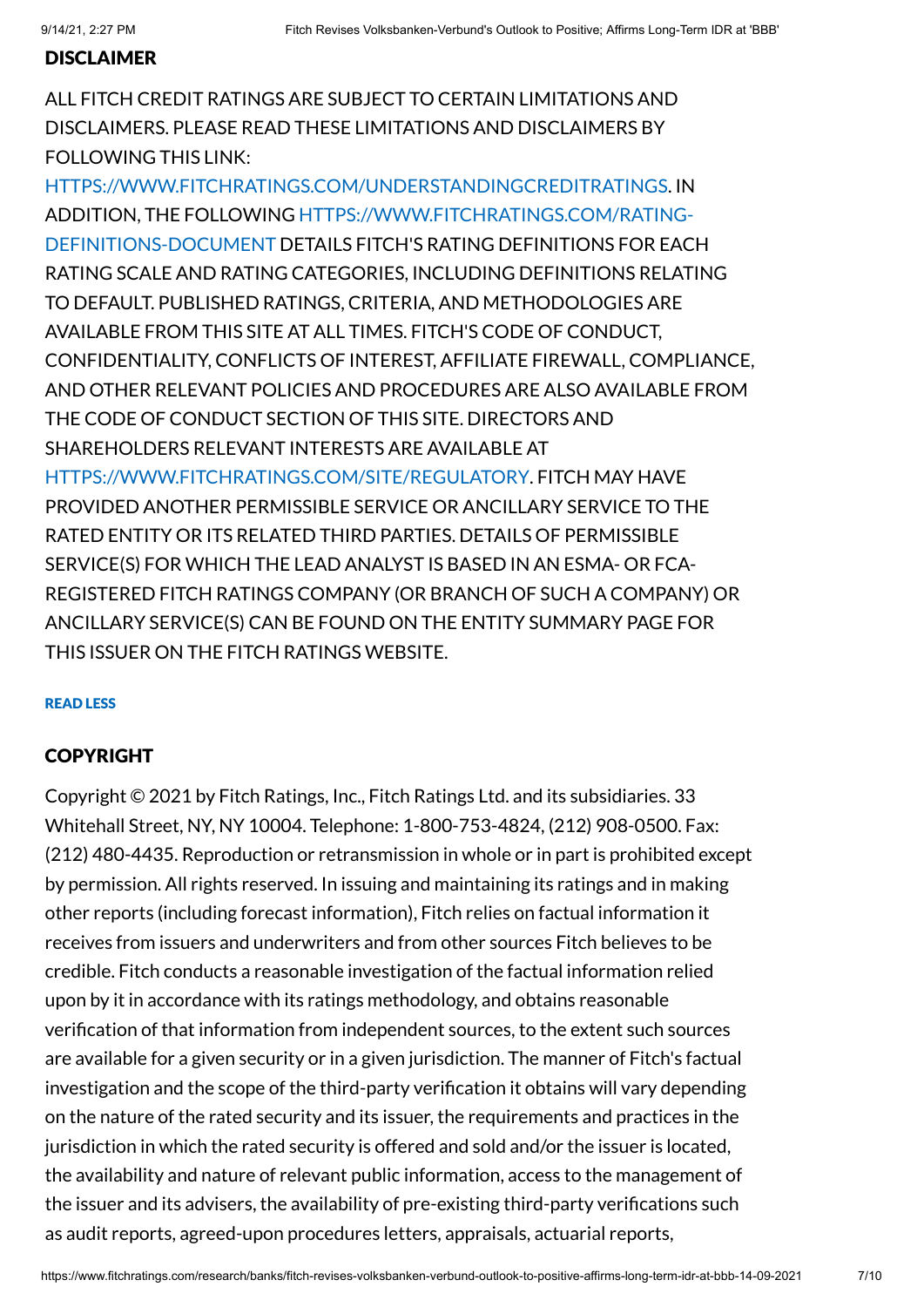## DISCLAIMER

ALL FITCH CREDIT RATINGS ARE SUBJECT TO CERTAIN LIMITATIONS AND DISCLAIMERS. PLEASE READ THESE LIMITATIONS AND DISCLAIMERS BY FOLLOWING THIS LINK: HTTPS://WWW.FITCHRATINGS.COM/UNDERSTANDINGCREDITRATINGS. IN ADDITION, THE FOLLOWING HTTPS://WWW.FITCHRATINGS.COM/RATING-DEFINITIONS-DOCUMENT DETAILS FITCH'S RATING DEFINITIONS FOR EACH RATING SCALE AND RATING CATEGORIES, INCLUDING DEFINITIONS RELATING TO DEFAULT. PUBLISHED RATINGS, CRITERIA, AND METHODOLOGIES ARE AVAILABLE FROM THIS SITE AT ALL TIMES. FITCH'S CODE OF CONDUCT, CONFIDENTIALITY, CONFLICTS OF INTEREST, AFFILIATE FIREWALL, COMPLIANCE, AND OTHER RELEVANT POLICIES AND PROCEDURES ARE ALSO AVAILABLE FROM THE CODE OF CONDUCT SECTION OF THIS SITE. DIRECTORS AND SHAREHOLDERS RELEVANT INTERESTS ARE AVAILABLE AT HTTPS://WWW.FITCHRATINGS.COM/SITE/REGULATORY. FITCH MAY HAVE PROVIDED ANOTHER PERMISSIBLE SERVICE OR ANCILLARY SERVICE TO THE RATED ENTITY OR ITS RELATED THIRD PARTIES. DETAILS OF PERMISSIBLE SERVICE(S) FOR WHICH THE LEAD ANALYST IS BASED IN AN ESMA- OR FCA-REGISTERED FITCH RATINGS COMPANY (OR BRANCH OF SUCH A COMPANY) OR ANCILLARY SERVICE(S) CAN BE FOUND ON THE ENTITY SUMMARY PAGE FOR THIS ISSUER ON THE FITCH RATINGS WEBSITE.

READ LESS

## COPYRIGHT

Copyright © 2021 by Fitch Ratings, Inc., Fitch Ratings Ltd. and its subsidiaries. 33 Whitehall Street, NY, NY 10004. Telephone: 1-800-753-4824, (212) 908-0500. Fax: (212) 480-4435. Reproduction or retransmission in whole or in part is prohibited except by permission. All rights reserved. In issuing and maintaining its ratings and in making other reports (including forecast information), Fitch relies on factual information it receives from issuers and underwriters and from other sources Fitch believes to be credible. Fitch conducts a reasonable investigation of the factual information relied upon by it in accordance with its ratings methodology, and obtains reasonable verification of that information from independent sources, to the extent such sources are available for a given security or in a given jurisdiction. The manner of Fitch's factual investigation and the scope of the third-party verification it obtains will vary depending on the nature of the rated security and its issuer, the requirements and practices in the jurisdiction in which the rated security is offered and sold and/or the issuer is located, the availability and nature of relevant public information, access to the management of the issuer and its advisers, the availability of pre-existing third-party verifications such as audit reports, agreed-upon procedures letters, appraisals, actuarial reports,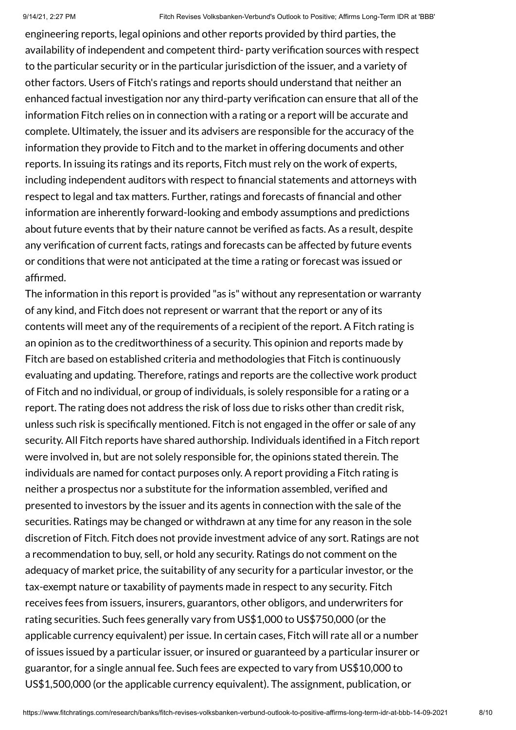engineering reports, legal opinions and other reports provided by third parties, the availability of independent and competent third- party verification sources with respect to the particular security or in the particular jurisdiction of the issuer, and a variety of other factors. Users of Fitch's ratings and reports should understand that neither an enhanced factual investigation nor any third-party verification can ensure that all of the information Fitch relies on in connection with a rating or a report will be accurate and complete. Ultimately, the issuer and its advisers are responsible for the accuracy of the information they provide to Fitch and to the market in offering documents and other reports. In issuing its ratings and its reports, Fitch must rely on the work of experts, including independent auditors with respect to financial statements and attorneys with respect to legal and tax matters. Further, ratings and forecasts of financial and other information are inherently forward-looking and embody assumptions and predictions about future events that by their nature cannot be verified as facts. As a result, despite any verification of current facts, ratings and forecasts can be affected by future events or conditions that were not anticipated at the time a rating or forecast was issued or affirmed.

The information in this report is provided "as is" without any representation or warranty of any kind, and Fitch does not represent or warrant that the report or any of its contents will meet any of the requirements of a recipient of the report. A Fitch rating is an opinion as to the creditworthiness of a security. This opinion and reports made by Fitch are based on established criteria and methodologies that Fitch is continuously evaluating and updating. Therefore, ratings and reports are the collective work product of Fitch and no individual, or group of individuals, is solely responsible for a rating or a report. The rating does not address the risk of loss due to risks other than credit risk, unless such risk is specifically mentioned. Fitch is not engaged in the offer or sale of any security. All Fitch reports have shared authorship. Individuals identified in a Fitch report were involved in, but are not solely responsible for, the opinions stated therein. The individuals are named for contact purposes only. A report providing a Fitch rating is neither a prospectus nor a substitute for the information assembled, verified and presented to investors by the issuer and its agents in connection with the sale of the securities. Ratings may be changed or withdrawn at any time for any reason in the sole discretion of Fitch. Fitch does not provide investment advice of any sort. Ratings are not a recommendation to buy, sell, or hold any security. Ratings do not comment on the adequacy of market price, the suitability of any security for a particular investor, or the tax-exempt nature or taxability of payments made in respect to any security. Fitch receives fees from issuers, insurers, guarantors, other obligors, and underwriters for rating securities. Such fees generally vary from US$1,000 to US$750,000 (or the applicable currency equivalent) per issue. In certain cases, Fitch will rate all or a number of issues issued by a particular issuer, or insured or guaranteed by a particular insurer or guarantor, for a single annual fee. Such fees are expected to vary from US$10,000 to US$1,500,000 (or the applicable currency equivalent). The assignment, publication, or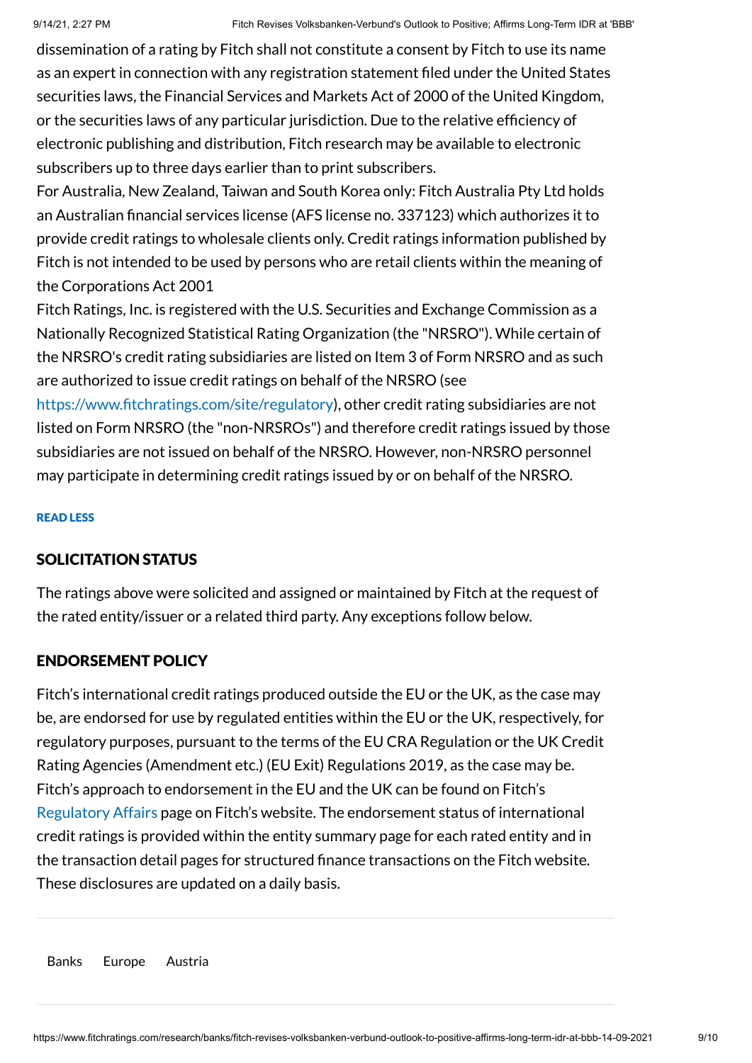dissemination of a rating by Fitch shall not constitute a consent by Fitch to use its name as an expert in connection with any registration statement filed under the United States securities laws, the Financial Services and Markets Act of 2000 of the United Kingdom, or the securities laws of any particular jurisdiction. Due to the relative efficiency of electronic publishing and distribution, Fitch research may be available to electronic subscribers up to three days earlier than to print subscribers.

For Australia, New Zealand, Taiwan and South Korea only: Fitch Australia Pty Ltd holds an Australian financial services license (AFS license no. 337123) which authorizes it to provide credit ratings to wholesale clients only. Credit ratings information published by Fitch is not intended to be used by persons who are retail clients within the meaning of the Corporations Act 2001

Fitch Ratings, Inc. is registered with the U.S. Securities and Exchange Commission as a Nationally Recognized Statistical Rating Organization (the "NRSRO"). While certain of the NRSRO's credit rating subsidiaries are listed on Item 3 of Form NRSRO and as such are authorized to issue credit ratings on behalf of the NRSRO (see https://www.fitchratings.com/site/regulatory), other credit rating subsidiaries are not listed on Form NRSRO (the "non-NRSROs") and therefore credit ratings issued by those subsidiaries are not issued on behalf of the NRSRO. However, non-NRSRO personnel may participate in determining credit ratings issued by or on behalf of the NRSRO.

READ LESS

## SOLICITATION STATUS

The ratings above were solicited and assigned or maintained by Fitch at the request of the rated entity/issuer or a related third party. Any exceptions follow below.

## ENDORSEMENT POLICY

Fitch's international credit ratings produced outside the EU or the UK, as the case may be, are endorsed for use by regulated entities within the EU or the UK, respectively, for regulatory purposes, pursuant to the terms of the EU CRA Regulation or the UK Credit Rating Agencies (Amendment etc.) (EU Exit) Regulations 2019, as the case may be. Fitch's approach to endorsement in the EU and the UK can be found on Fitch's Regulatory Affairs page on Fitch's website. The endorsement status of international credit ratings is provided within the entity summary page for each rated entity and in the transaction detail pages for structured finance transactions on the Fitch website. These disclosures are updated on a daily basis.

Banks    Europe    Austria